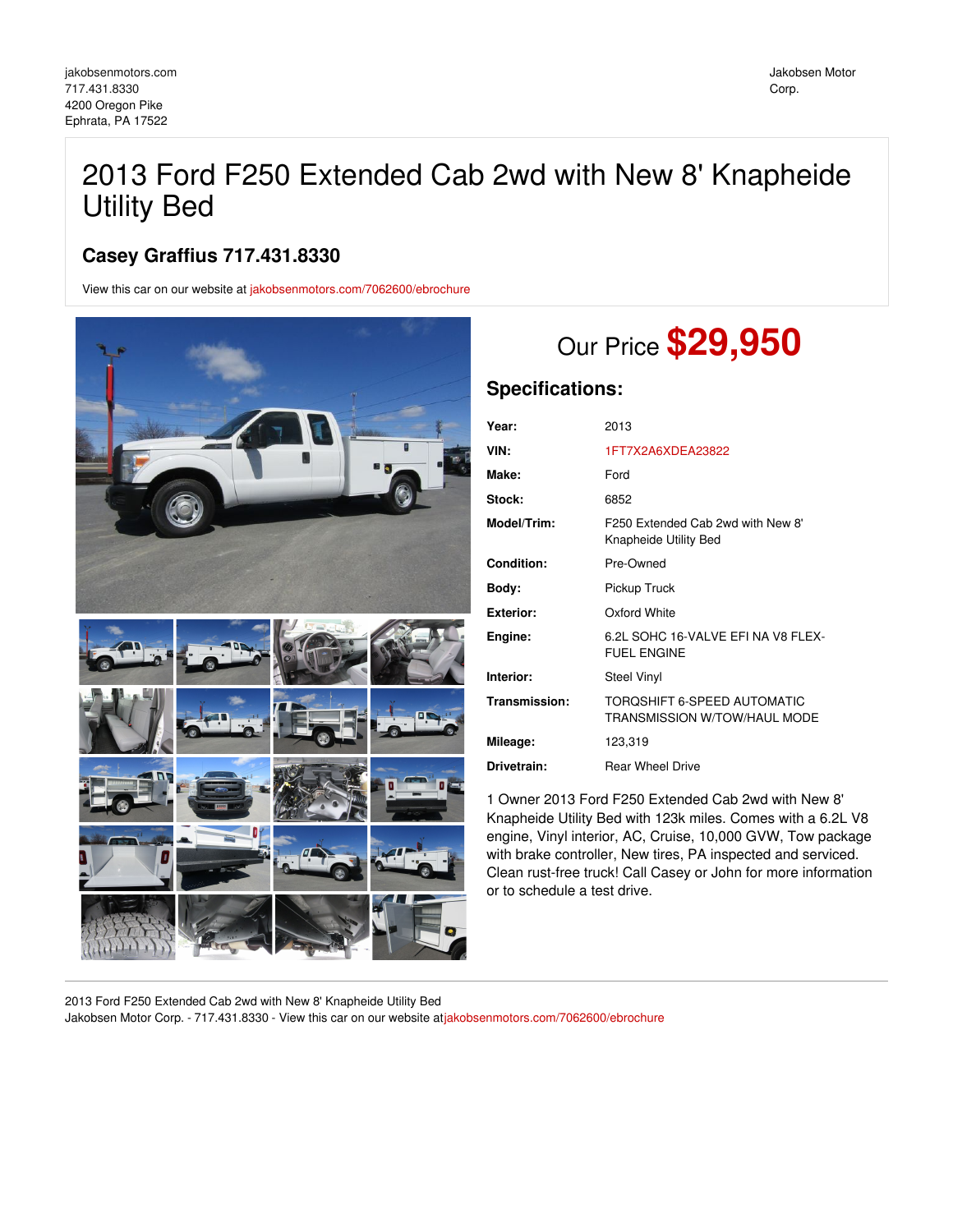jakobsenmotors.com
717.431.8330
4200 Oregon Pike
Ephrata, PA 17522

Jakobsen Motor Corp.

# 2013 Ford F250 Extended Cab 2wd with New 8' Knapheide Utility Bed

## Casey Graffius 717.431.8330

View this car on our website at jakobsenmotors.com/7062600/ebrochure

Our Price **$29,950**

## Specifications:

| | |
|---|---|
| **Year:** | 2013 |
| **VIN:** | 1FT7X2A6XDEA23822 |
| **Make:** | Ford |
| **Stock:** | 6852 |
| **Model/Trim:** | F250 Extended Cab 2wd with New 8' Knapheide Utility Bed |
| **Condition:** | Pre-Owned |
| **Body:** | Pickup Truck |
| **Exterior:** | Oxford White |
| **Engine:** | 6.2L SOHC 16-VALVE EFI NA V8 FLEX-FUEL ENGINE |
| **Interior:** | Steel Vinyl |
| **Transmission:** | TORQSHIFT 6-SPEED AUTOMATIC TRANSMISSION W/TOW/HAUL MODE |
| **Mileage:** | 123,319 |
| **Drivetrain:** | Rear Wheel Drive |

1 Owner 2013 Ford F250 Extended Cab 2wd with New 8' Knapheide Utility Bed with 123k miles. Comes with a 6.2L V8 engine, Vinyl interior, AC, Cruise, 10,000 GVW, Tow package with brake controller, New tires, PA inspected and serviced. Clean rust-free truck! Call Casey or John for more information or to schedule a test drive.

2013 Ford F250 Extended Cab 2wd with New 8' Knapheide Utility Bed
Jakobsen Motor Corp. - 717.431.8330 - View this car on our website atjakobsenmotors.com/7062600/ebrochure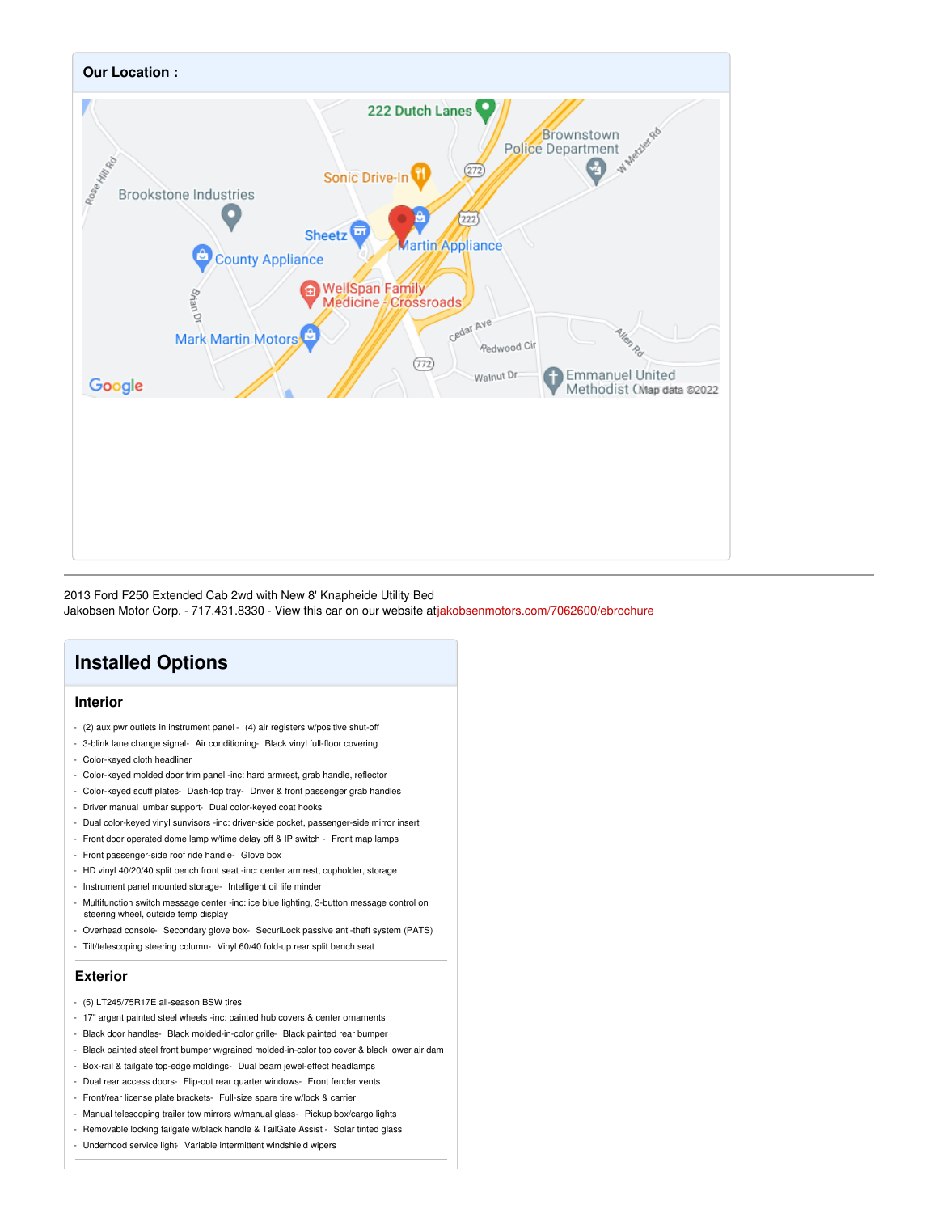## Our Location :

Google

222 Dutch Lanes
Brownstown Police Department
W Metzler Rd
Sonic Drive-In
Rose Hill Rd
Brookstone Industries
272
222
Sheetz
Martin Appliance
County Appliance
WellSpan Family Medicine - Crossroads
Brian Dr
Cedar Ave
Mark Martin Motors
Redwood Cir
Allen Rd
772
Walnut Dr
Emmanuel United Methodist C
Map data ©2022

2013 Ford F250 Extended Cab 2wd with New 8' Knapheide Utility Bed
Jakobsen Motor Corp. - 717.431.8330 - View this car on our website at jakobsenmotors.com/7062600/ebrochure

# Installed Options

### Interior

- (2) aux pwr outlets in instrument panel - (4) air registers w/positive shut-off
- 3-blink lane change signal- Air conditioning- Black vinyl full-floor covering
- Color-keyed cloth headliner
- Color-keyed molded door trim panel -inc: hard armrest, grab handle, reflector
- Color-keyed scuff plates- Dash-top tray- Driver & front passenger grab handles
- Driver manual lumbar support- Dual color-keyed coat hooks
- Dual color-keyed vinyl sunvisors -inc: driver-side pocket, passenger-side mirror insert
- Front door operated dome lamp w/time delay off & IP switch - Front map lamps
- Front passenger-side roof ride handle- Glove box
- HD vinyl 40/20/40 split bench front seat -inc: center armrest, cupholder, storage
- Instrument panel mounted storage- Intelligent oil life minder
- Multifunction switch message center -inc: ice blue lighting, 3-button message control on steering wheel, outside temp display
- Overhead console- Secondary glove box- SecuriLock passive anti-theft system (PATS)
- Tilt/telescoping steering column- Vinyl 60/40 fold-up rear split bench seat

### Exterior

- (5) LT245/75R17E all-season BSW tires
- 17" argent painted steel wheels -inc: painted hub covers & center ornaments
- Black door handles- Black molded-in-color grille- Black painted rear bumper
- Black painted steel front bumper w/grained molded-in-color top cover & black lower air dam
- Box-rail & tailgate top-edge moldings- Dual beam jewel-effect headlamps
- Dual rear access doors- Flip-out rear quarter windows- Front fender vents
- Front/rear license plate brackets- Full-size spare tire w/lock & carrier
- Manual telescoping trailer tow mirrors w/manual glass- Pickup box/cargo lights
- Removable locking tailgate w/black handle & TailGate Assist - Solar tinted glass
- Underhood service light- Variable intermittent windshield wipers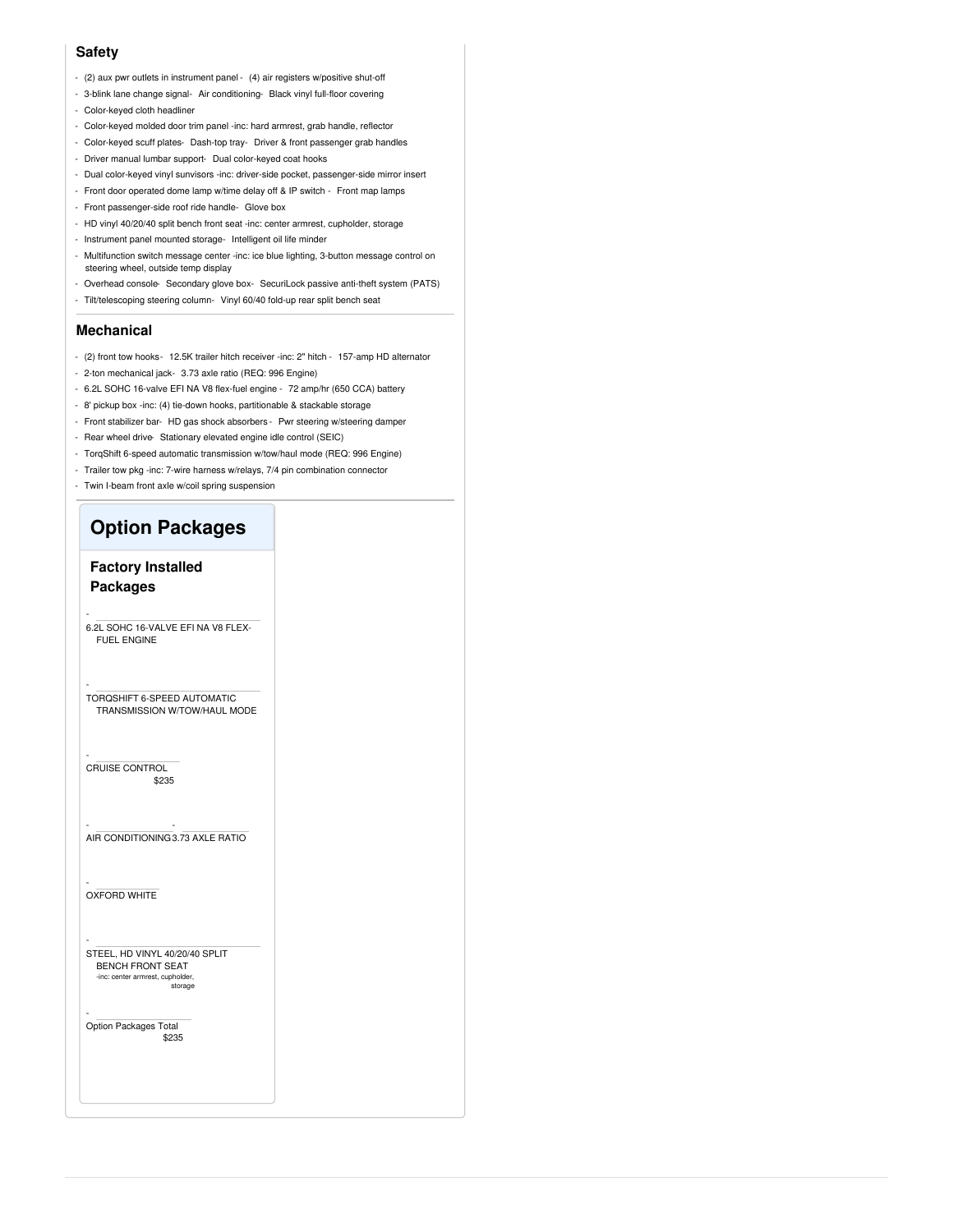## Safety

- (2) aux pwr outlets in instrument panel - (4) air registers w/positive shut-off
- 3-blink lane change signal- Air conditioning- Black vinyl full-floor covering
- Color-keyed cloth headliner
- Color-keyed molded door trim panel -inc: hard armrest, grab handle, reflector
- Color-keyed scuff plates- Dash-top tray- Driver & front passenger grab handles
- Driver manual lumbar support- Dual color-keyed coat hooks
- Dual color-keyed vinyl sunvisors -inc: driver-side pocket, passenger-side mirror insert
- Front door operated dome lamp w/time delay off & IP switch - Front map lamps
- Front passenger-side roof ride handle- Glove box
- HD vinyl 40/20/40 split bench front seat -inc: center armrest, cupholder, storage
- Instrument panel mounted storage- Intelligent oil life minder
- Multifunction switch message center -inc: ice blue lighting, 3-button message control on steering wheel, outside temp display
- Overhead console- Secondary glove box- SecuriLock passive anti-theft system (PATS)
- Tilt/telescoping steering column- Vinyl 60/40 fold-up rear split bench seat

## Mechanical

- (2) front tow hooks- 12.5K trailer hitch receiver -inc: 2" hitch - 157-amp HD alternator
- 2-ton mechanical jack- 3.73 axle ratio (REQ: 996 Engine)
- 6.2L SOHC 16-valve EFI NA V8 flex-fuel engine - 72 amp/hr (650 CCA) battery
- 8' pickup box -inc: (4) tie-down hooks, partitionable & stackable storage
- Front stabilizer bar- HD gas shock absorbers - Pwr steering w/steering damper
- Rear wheel drive- Stationary elevated engine idle control (SEIC)
- TorqShift 6-speed automatic transmission w/tow/haul mode (REQ: 996 Engine)
- Trailer tow pkg -inc: 7-wire harness w/relays, 7/4 pin combination connector
- Twin I-beam front axle w/coil spring suspension

# Option Packages

### Factory Installed Packages

- 6.2L SOHC 16-VALVE EFI NA V8 FLEX-FUEL ENGINE
- TORQSHIFT 6-SPEED AUTOMATIC TRANSMISSION W/TOW/HAUL MODE
- CRUISE CONTROL $235
- AIR CONDITIONING
- 3.73 AXLE RATIO
- OXFORD WHITE
- STEEL, HD VINYL 40/20/40 SPLIT BENCH FRONT SEAT -inc: center armrest, cupholder, storage
- Option Packages Total $235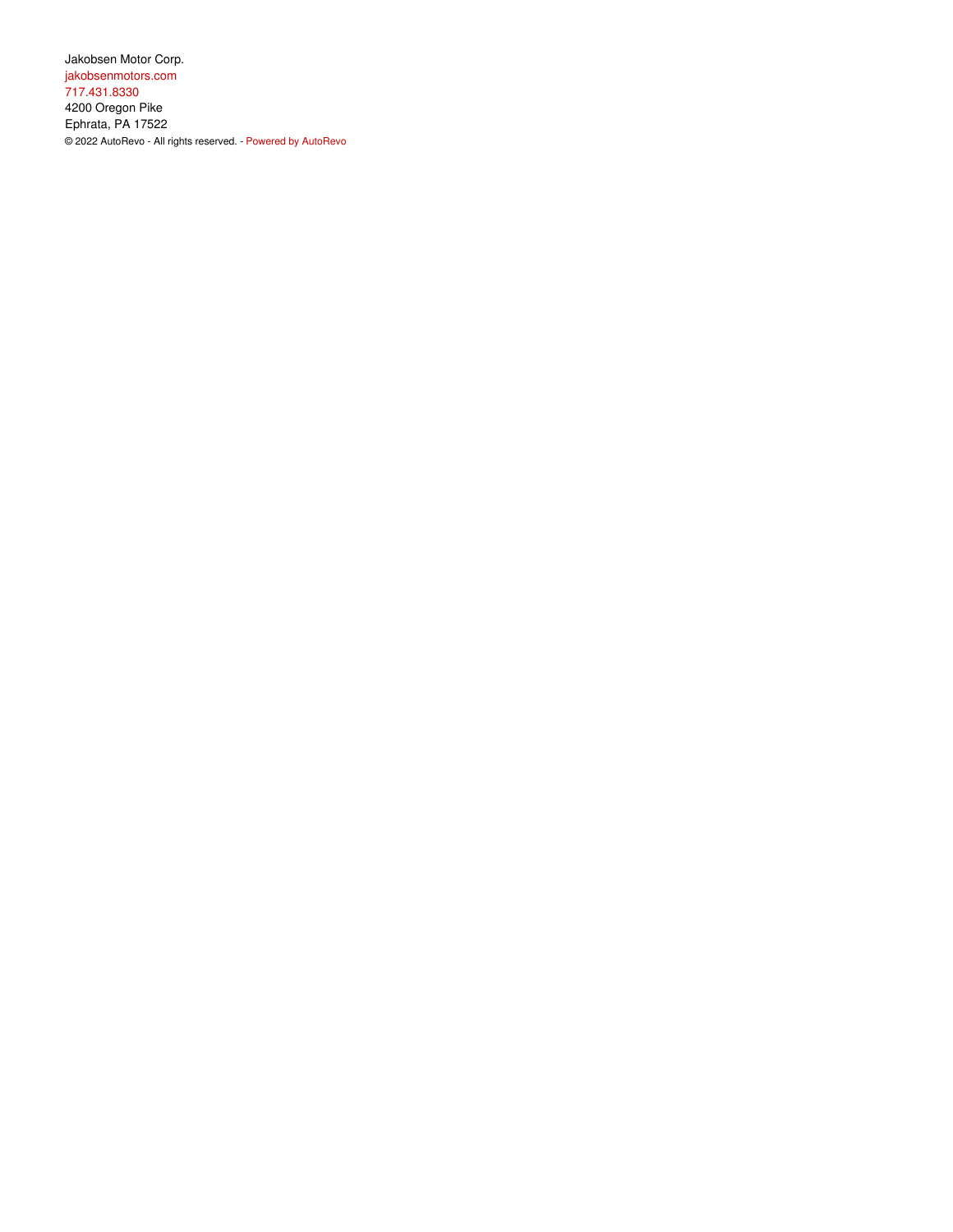Jakobsen Motor Corp.
jakobsenmotors.com
717.431.8330
4200 Oregon Pike
Ephrata, PA 17522
© 2022 AutoRevo - All rights reserved. - Powered by AutoRevo